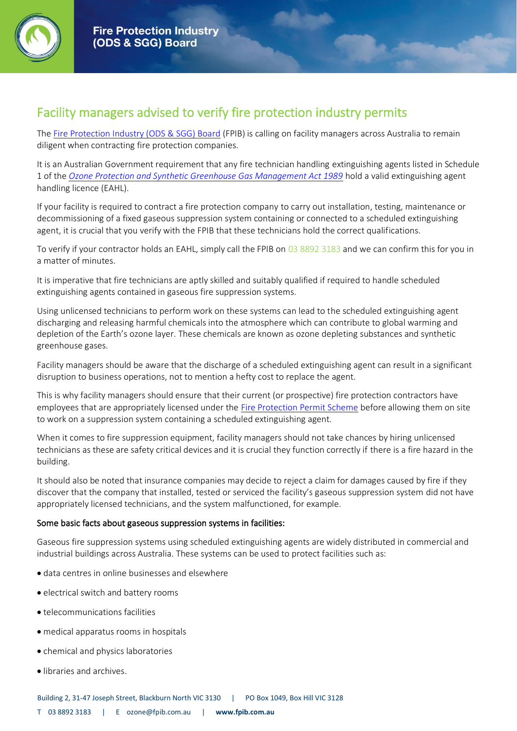# Facility managers advised to verify fire protection industry permits

The Fire Protection Industry (ODS & SGG) Board (FPIB) is calling on facility managers across Australia to remain diligent when contracting fire protection companies.

It is an Australian Government requirement that any fire technician handling extinguishing agents listed in Schedule 1 of the *Ozone Protection and Synthetic Greenhouse Gas Management Act 1989* hold a valid extinguishing agent handling licence (EAHL).

If your facility is required to contract a fire protection company to carry out installation, testing, maintenance or decommissioning of a fixed gaseous suppression system containing or connected to a scheduled extinguishing agent, it is crucial that you verify with the FPIB that these technicians hold the correct qualifications.

To verify if your contractor holds an EAHL, simply call the FPIB on 03 8892 3183 and we can confirm this for you in a matter of minutes.

It is imperative that fire technicians are aptly skilled and suitably qualified if required to handle scheduled extinguishing agents contained in gaseous fire suppression systems.

Using unlicensed technicians to perform work on these systems can lead to the scheduled extinguishing agent discharging and releasing harmful chemicals into the atmosphere which can contribute to global warming and depletion of the Earth's ozone layer. These chemicals are known as ozone depleting substances and synthetic greenhouse gases.

Facility managers should be aware that the discharge of a scheduled extinguishing agent can result in a significant disruption to business operations, not to mention a hefty cost to replace the agent.

This is why facility managers should ensure that their current (or prospective) fire protection contractors have employees that are appropriately licensed under the Fire Protection Permit Scheme before allowing them on site to work on a suppression system containing a scheduled extinguishing agent.

When it comes to fire suppression equipment, facility managers should not take chances by hiring unlicensed technicians as these are safety critical devices and it is crucial they function correctly if there is a fire hazard in the building.

It should also be noted that insurance companies may decide to reject a claim for damages caused by fire if they discover that the company that installed, tested or serviced the facility's gaseous suppression system did not have appropriately licensed technicians, and the system malfunctioned, for example.

### Some basic facts about gaseous suppression systems in facilities:

Gaseous fire suppression systems using scheduled extinguishing agents are widely distributed in commercial and industrial buildings across Australia. These systems can be used to protect facilities such as:

- data centres in online businesses and elsewhere
- electrical switch and battery rooms
- telecommunications facilities
- medical apparatus rooms in hospitals
- chemical and physics laboratories
- libraries and archives.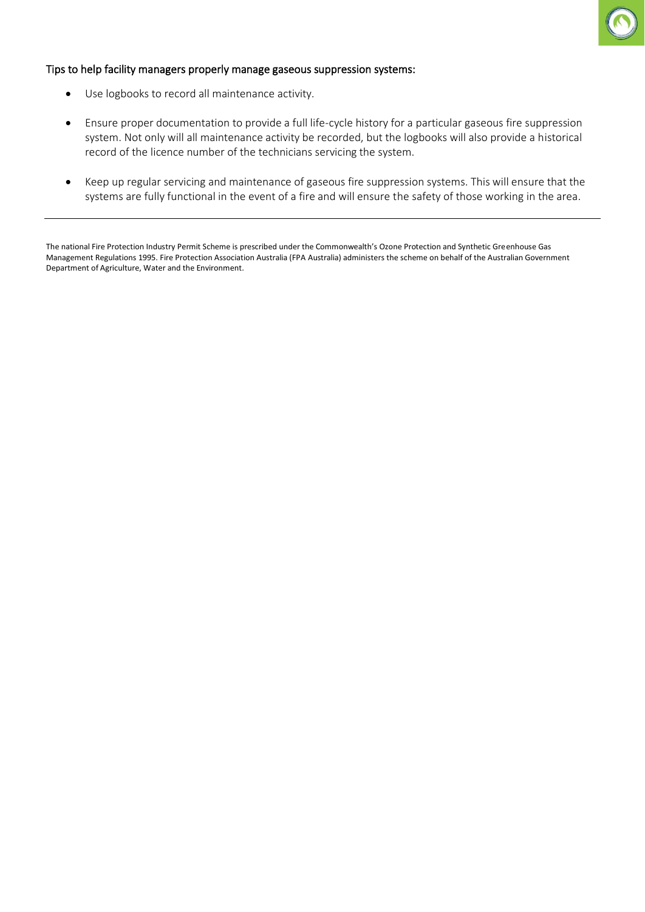### Tips to help facility managers properly manage gaseous suppression systems:

- Use logbooks to record all maintenance activity.
- Ensure proper documentation to provide a full life-cycle history for a particular gaseous fire suppression system. Not only will all maintenance activity be recorded, but the logbooks will also provide a historical record of the licence number of the technicians servicing the system.
- Keep up regular servicing and maintenance of gaseous fire suppression systems. This will ensure that the systems are fully functional in the event of a fire and will ensure the safety of those working in the area.

---

The national Fire Protection Industry Permit Scheme is prescribed under the Commonwealth's Ozone Protection and Synthetic Greenhouse Gas Management Regulations 1995. Fire Protection Association Australia (FPA Australia) administers the scheme on behalf of the Australian Government Department of Agriculture, Water and the Environment.